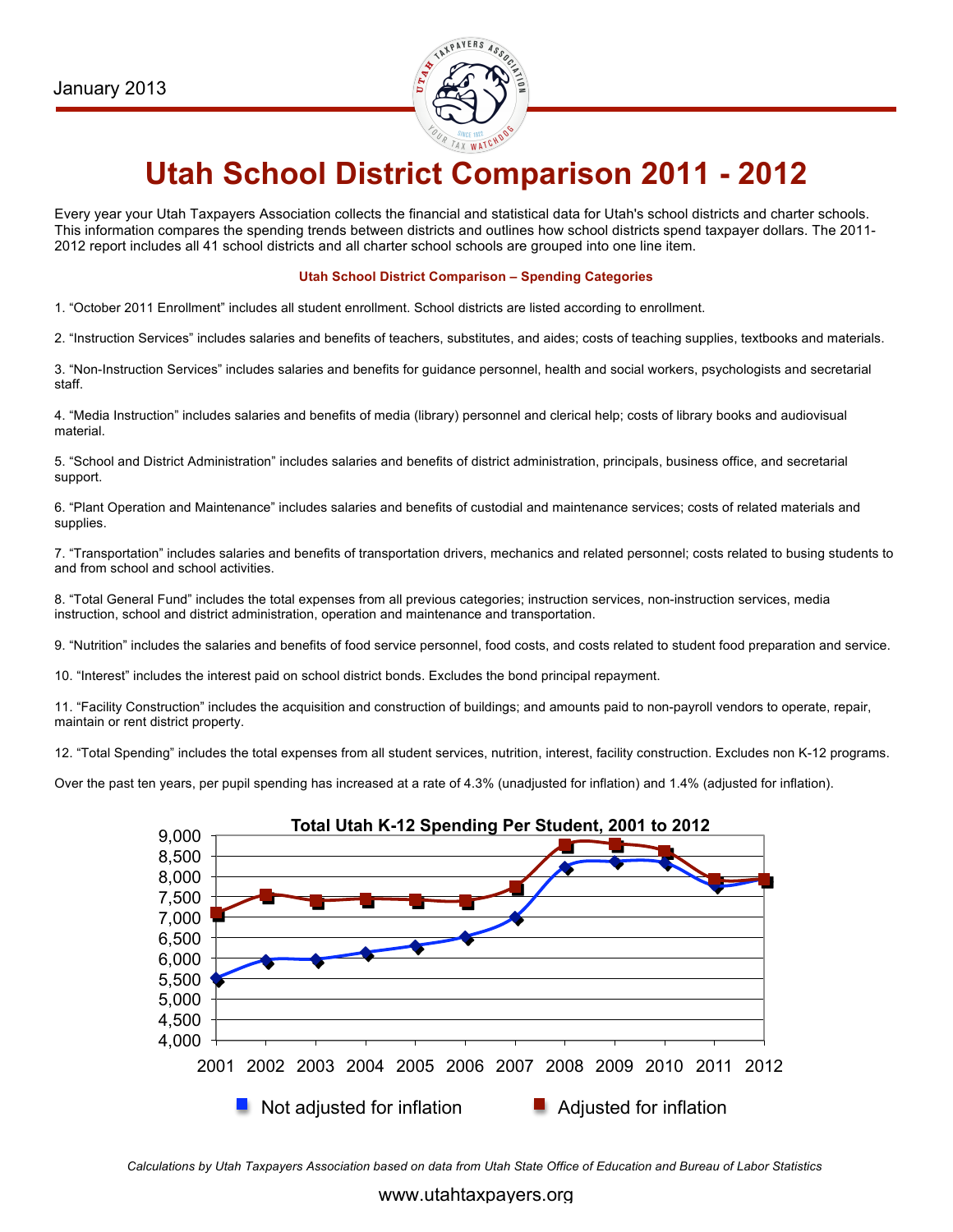January 2013

# Utah School District Comparison 2011 - 2012

Every year your Utah Taxpayers Association collects the financial and statistical data for Utah's school districts and charter schools. This information compares the spending trends between districts and outlines how school districts spend taxpayer dollars. The 2011-2012 report includes all 41 school districts and all charter school schools are grouped into one line item.

**Utah School District Comparison – Spending Categories**

1. "October 2011 Enrollment" includes all student enrollment. School districts are listed according to enrollment.

2. "Instruction Services" includes salaries and benefits of teachers, substitutes, and aides; costs of teaching supplies, textbooks and materials.

3. "Non-Instruction Services" includes salaries and benefits for guidance personnel, health and social workers, psychologists and secretarial staff.

4. "Media Instruction" includes salaries and benefits of media (library) personnel and clerical help; costs of library books and audiovisual material.

5. "School and District Administration" includes salaries and benefits of district administration, principals, business office, and secretarial support.

6. "Plant Operation and Maintenance" includes salaries and benefits of custodial and maintenance services; costs of related materials and supplies.

7. "Transportation" includes salaries and benefits of transportation drivers, mechanics and related personnel; costs related to busing students to and from school and school activities.

8. "Total General Fund" includes the total expenses from all previous categories; instruction services, non-instruction services, media instruction, school and district administration, operation and maintenance and transportation.

9. "Nutrition" includes the salaries and benefits of food service personnel, food costs, and costs related to student food preparation and service.

10. "Interest" includes the interest paid on school district bonds. Excludes the bond principal repayment.

11. "Facility Construction" includes the acquisition and construction of buildings; and amounts paid to non-payroll vendors to operate, repair, maintain or rent district property.

12. "Total Spending" includes the total expenses from all student services, nutrition, interest, facility construction. Excludes non K-12 programs.

Over the past ten years, per pupil spending has increased at a rate of 4.3% (unadjusted for inflation) and 1.4% (adjusted for inflation).

**Total Utah K-12 Spending Per Student, 2001 to 2012**

Legend: Not adjusted for inflation; Adjusted for inflation

*Calculations by Utah Taxpayers Association based on data from Utah State Office of Education and Bureau of Labor Statistics*

www.utahtaxpayers.org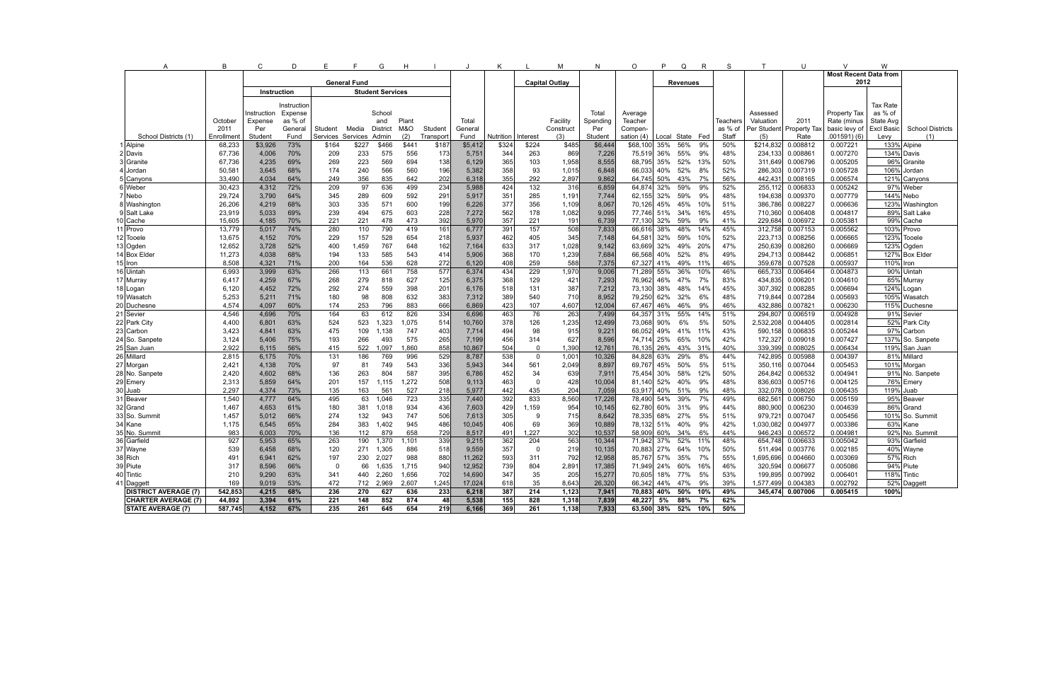| A | B | C | D | E | F | G | H | I | J | K | L | M | N | O | P | Q | R | S | T | U | V | W | |
|---|---|---|---|---|---|---|---|---|---|---|---|---|---|---|---|---|---|---|---|---|---|---|---|
| | | General Fund | | | | | | | | | Capital Outlay | | | | Revenues | | | | | | Most Recent Data from 2012 | | |
| | | Instruction | | Student Services | | | | | | | | | | | | | | | | | | | |
| School Districts (1) | October 2011 Enrollment | Instruction Expense Per Student | Instruction Expense as % of General Fund | Student Services | Media Services | School and District Admin | Plant M&O (2) | Student Transport | Total General Fund | Nutrition | Interest | Facility Construct (3) | Total Spending Per Student | Average Teacher Compensation (4) | Local | State | Fed | Teachers as % of Staff | Assessed Valuation Per Student (5) | 2011 Property Tax Rate | Property Tax Rate (minus basic levy of .001591) (6) | Tax Rate as % of State Avg Excl Basic Levy | School Districts (1) |
| 1 Alpine | 68,233 | $3,926 | 73% | $164 | $227 | $466 | $441 | $187 | $5,412 | $324 | $224 | $485 | $6,444 | $68,100 | 35% | 56% | 9% | 50% | $214,832 | 0.008812 | 0.007221 | 133% | Alpine |
| 2 Davis | 67,736 | 4,006 | 70% | 209 | 233 | 575 | 556 | 173 | 5,751 | 344 | 263 | 869 | 7,226 | 75,519 | 36% | 55% | 9% | 48% | 234,133 | 0.008861 | 0.007270 | 134% | Davis |
| 3 Granite | 67,736 | 4,235 | 69% | 269 | 223 | 569 | 694 | 138 | 6,129 | 365 | 103 | 1,958 | 8,555 | 68,795 | 35% | 52% | 13% | 50% | 311,649 | 0.006796 | 0.005205 | 96% | Granite |
| 4 Jordan | 50,581 | 3,645 | 68% | 174 | 240 | 566 | 560 | 196 | 5,382 | 358 | 93 | 1,015 | 6,848 | 66,033 | 40% | 52% | 8% | 52% | 286,303 | 0.007319 | 0.005728 | 106% | Jordan |
| 5 Canyons | 33,490 | 4,034 | 64% | 249 | 356 | 835 | 642 | 202 | 6,318 | 355 | 292 | 2,897 | 9,862 | 64,745 | 50% | 43% | 7% | 56% | 442,431 | 0.008165 | 0.006574 | 121% | Canyons |
| 6 Weber | 30,423 | 4,312 | 72% | 209 | 97 | 636 | 499 | 234 | 5,988 | 424 | 132 | 316 | 6,859 | 64,874 | 32% | 59% | 9% | 52% | 255,112 | 0.006833 | 0.005242 | 97% | Weber |
| 7 Nebo | 29,724 | 3,790 | 64% | 345 | 289 | 609 | 592 | 291 | 5,917 | 351 | 285 | 1,191 | 7,744 | 62,155 | 32% | 59% | 9% | 48% | 194,638 | 0.009370 | 0.007779 | 144% | Nebo |
| 8 Washington | 26,206 | 4,219 | 68% | 303 | 335 | 571 | 600 | 199 | 6,226 | 377 | 356 | 1,109 | 8,067 | 70,126 | 45% | 45% | 10% | 51% | 386,786 | 0.008227 | 0.006636 | 123% | Washington |
| 9 Salt Lake | 23,919 | 5,033 | 69% | 239 | 494 | 675 | 603 | 228 | 7,272 | 562 | 178 | 1,082 | 9,095 | 77,746 | 51% | 34% | 16% | 45% | 710,360 | 0.006408 | 0.004817 | 89% | Salt Lake |
| 10 Cache | 15,605 | 4,185 | 70% | 221 | 221 | 478 | 473 | 392 | 5,970 | 357 | 221 | 191 | 6,739 | 77,130 | 32% | 59% | 9% | 41% | 229,684 | 0.006972 | 0.005381 | 99% | Cache |
| 11 Provo | 13,779 | 5,017 | 74% | 280 | 110 | 790 | 419 | 161 | 6,777 | 391 | 157 | 508 | 7,833 | 66,616 | 38% | 48% | 14% | 45% | 312,758 | 0.007153 | 0.005562 | 103% | Provo |
| 12 Tooele | 13,675 | 4,152 | 70% | 229 | 157 | 528 | 654 | 218 | 5,937 | 462 | 405 | 345 | 7,148 | 64,581 | 32% | 59% | 10% | 52% | 223,713 | 0.008256 | 0.006665 | 123% | Tooele |
| 13 Ogden | 12,652 | 3,728 | 52% | 400 | 1,459 | 767 | 648 | 162 | 7,164 | 633 | 317 | 1,028 | 9,142 | 63,669 | 32% | 49% | 20% | 47% | 250,639 | 0.008260 | 0.006669 | 123% | Ogden |
| 14 Box Elder | 11,273 | 4,038 | 68% | 194 | 133 | 585 | 543 | 414 | 5,906 | 368 | 170 | 1,239 | 7,684 | 66,568 | 40% | 52% | 8% | 49% | 294,713 | 0.008442 | 0.006851 | 127% | Box Elder |
| 15 Iron | 8,508 | 4,321 | 71% | 200 | 164 | 536 | 628 | 272 | 6,120 | 408 | 259 | 588 | 7,375 | 67,327 | 41% | 49% | 11% | 46% | 359,678 | 0.007528 | 0.005937 | 110% | Iron |
| 16 Uintah | 6,993 | 3,999 | 63% | 266 | 113 | 661 | 758 | 577 | 6,374 | 434 | 229 | 1,970 | 9,006 | 71,289 | 55% | 36% | 10% | 46% | 665,733 | 0.006464 | 0.004873 | 90% | Uintah |
| 17 Murray | 6,417 | 4,259 | 67% | 268 | 279 | 818 | 627 | 125 | 6,375 | 368 | 129 | 421 | 7,293 | 76,962 | 46% | 47% | 7% | 83% | 434,835 | 0.006201 | 0.004610 | 85% | Murray |
| 18 Logan | 6,120 | 4,452 | 72% | 292 | 274 | 559 | 398 | 201 | 6,176 | 518 | 131 | 387 | 7,212 | 73,130 | 38% | 48% | 14% | 45% | 307,392 | 0.008285 | 0.006694 | 124% | Logan |
| 19 Wasatch | 5,253 | 5,211 | 71% | 180 | 98 | 808 | 632 | 383 | 7,312 | 389 | 540 | 710 | 8,952 | 79,250 | 62% | 32% | 6% | 48% | 719,844 | 0.007284 | 0.005693 | 105% | Wasatch |
| 20 Duchesne | 4,574 | 4,097 | 60% | 174 | 253 | 796 | 883 | 666 | 6,869 | 423 | 107 | 4,607 | 12,004 | 67,467 | 46% | 46% | 9% | 46% | 432,886 | 0.007821 | 0.006230 | 115% | Duchesne |
| 21 Sevier | 4,546 | 4,696 | 70% | 164 | 63 | 612 | 826 | 334 | 6,696 | 463 | 76 | 263 | 7,499 | 64,357 | 31% | 55% | 14% | 51% | 294,807 | 0.006519 | 0.004928 | 91% | Sevier |
| 22 Park City | 4,400 | 6,801 | 63% | 524 | 523 | 1,323 | 1,075 | 514 | 10,760 | 378 | 126 | 1,235 | 12,499 | 73,068 | 90% | 6% | 5% | 50% | 2,532,208 | 0.004405 | 0.002814 | 52% | Park City |
| 23 Carbon | 3,423 | 4,841 | 63% | 475 | 109 | 1,138 | 747 | 403 | 7,714 | 494 | 98 | 915 | 9,221 | 66,052 | 49% | 41% | 11% | 43% | 590,158 | 0.006835 | 0.005244 | 97% | Carbon |
| 24 So. Sanpete | 3,124 | 5,406 | 75% | 193 | 266 | 493 | 575 | 265 | 7,199 | 456 | 314 | 627 | 8,596 | 74,714 | 25% | 65% | 10% | 42% | 172,327 | 0.009018 | 0.007427 | 137% | So. Sanpete |
| 25 San Juan | 2,922 | 6,115 | 56% | 415 | 522 | 1,097 | 1,860 | 858 | 10,867 | 504 | 0 | 1,390 | 12,761 | 76,135 | 26% | 43% | 31% | 40% | 339,399 | 0.008025 | 0.006434 | 119% | San Juan |
| 26 Millard | 2,815 | 6,175 | 70% | 131 | 186 | 769 | 996 | 529 | 8,787 | 538 | 0 | 1,001 | 10,326 | 84,828 | 63% | 29% | 8% | 44% | 742,895 | 0.005988 | 0.004397 | 81% | Millard |
| 27 Morgan | 2,421 | 4,138 | 70% | 97 | 81 | 749 | 543 | 336 | 5,943 | 344 | 561 | 2,049 | 8,897 | 69,767 | 45% | 50% | 5% | 51% | 350,116 | 0.007044 | 0.005453 | 101% | Morgan |
| 28 No. Sanpete | 2,420 | 4,602 | 68% | 136 | 263 | 804 | 587 | 395 | 6,786 | 452 | 34 | 639 | 7,911 | 75,454 | 30% | 58% | 12% | 50% | 264,842 | 0.006532 | 0.004941 | 91% | No. Sanpete |
| 29 Emery | 2,313 | 5,859 | 64% | 201 | 157 | 1,115 | 1,272 | 508 | 9,113 | 463 | 0 | 428 | 10,004 | 81,140 | 52% | 40% | 9% | 48% | 836,603 | 0.005716 | 0.004125 | 76% | Emery |
| 30 Juab | 2,297 | 4,374 | 73% | 135 | 163 | 561 | 527 | 218 | 5,977 | 442 | 435 | 204 | 7,059 | 63,917 | 40% | 51% | 9% | 48% | 332,078 | 0.008026 | 0.006435 | 119% | Juab |
| 31 Beaver | 1,540 | 4,777 | 64% | 495 | 63 | 1,046 | 723 | 335 | 7,440 | 392 | 833 | 8,560 | 17,226 | 78,490 | 54% | 39% | 7% | 49% | 682,561 | 0.006750 | 0.005159 | 95% | Beaver |
| 32 Grand | 1,467 | 4,653 | 61% | 180 | 381 | 1,018 | 934 | 436 | 7,603 | 429 | 1,159 | 954 | 10,145 | 62,780 | 60% | 31% | 9% | 44% | 880,900 | 0.006230 | 0.004639 | 86% | Grand |
| 33 So. Summit | 1,457 | 5,012 | 66% | 274 | 132 | 943 | 747 | 506 | 7,613 | 305 | 9 | 715 | 8,642 | 78,335 | 68% | 27% | 5% | 51% | 979,721 | 0.007047 | 0.005456 | 101% | So. Summit |
| 34 Kane | 1,175 | 6,545 | 65% | 284 | 383 | 1,402 | 945 | 486 | 10,045 | 406 | 69 | 369 | 10,889 | 78,132 | 51% | 40% | 9% | 42% | 1,030,082 | 0.004977 | 0.003386 | 63% | Kane |
| 35 No. Summit | 983 | 6,003 | 70% | 136 | 112 | 879 | 658 | 729 | 8,517 | 491 | 1,227 | 302 | 10,537 | 58,909 | 60% | 34% | 6% | 44% | 946,243 | 0.006572 | 0.004981 | 92% | No. Summit |
| 36 Garfield | 927 | 5,953 | 65% | 263 | 190 | 1,370 | 1,101 | 339 | 9,215 | 362 | 204 | 563 | 10,344 | 71,942 | 37% | 52% | 11% | 48% | 654,748 | 0.006633 | 0.005042 | 93% | Garfield |
| 37 Wayne | 539 | 6,458 | 68% | 120 | 271 | 1,305 | 886 | 518 | 9,559 | 357 | 0 | 219 | 10,135 | 70,883 | 27% | 64% | 10% | 50% | 511,494 | 0.003776 | 0.002185 | 40% | Wayne |
| 38 Rich | 491 | 6,941 | 62% | 197 | 230 | 2,027 | 988 | 880 | 11,262 | 593 | 311 | 792 | 12,958 | 85,767 | 57% | 35% | 7% | 55% | 1,695,696 | 0.004660 | 0.003069 | 57% | Rich |
| 39 Piute | 317 | 8,596 | 66% | 0 | 66 | 1,635 | 1,715 | 940 | 12,952 | 739 | 804 | 2,891 | 17,385 | 71,949 | 24% | 60% | 16% | 46% | 320,594 | 0.006677 | 0.005086 | 94% | Piute |
| 40 Tintic | 210 | 9,290 | 63% | 341 | 440 | 2,260 | 1,656 | 702 | 14,690 | 347 | 35 | 205 | 15,277 | 70,605 | 18% | 77% | 5% | 53% | 199,895 | 0.007992 | 0.006401 | 118% | Tintic |
| 41 Daggett | 169 | 9,019 | 53% | 472 | 712 | 2,969 | 2,607 | 1,245 | 17,024 | 618 | 35 | 8,643 | 26,320 | 66,342 | 44% | 47% | 9% | 39% | 1,577,499 | 0.004383 | 0.002792 | 52% | Daggett |
| **DISTRICT AVERAGE (7)** | **542,853** | **4,215** | **68%** | **236** | **270** | **627** | **636** | **233** | **6,218** | **387** | **214** | **1,123** | **7,941** | **70,883** | **40%** | **50%** | **10%** | **49%** | **345,474** | **0.007006** | **0.005415** | **100%** | |
| **CHARTER AVERAGE (7)** | **44,892** | **3,394** | **61%** | **221** | **148** | **852** | **874** | **48** | **5,538** | **155** | **828** | **1,318** | **7,839** | **48,227** | **5%** | **88%** | **7%** | **62%** | | | | | |
| **STATE AVERAGE (7)** | **587,745** | **4,152** | **67%** | **235** | **261** | **645** | **654** | **219** | **6,166** | **369** | **261** | **1,138** | **7,933** | **63,500** | **38%** | **52%** | **10%** | **50%** | | | | | |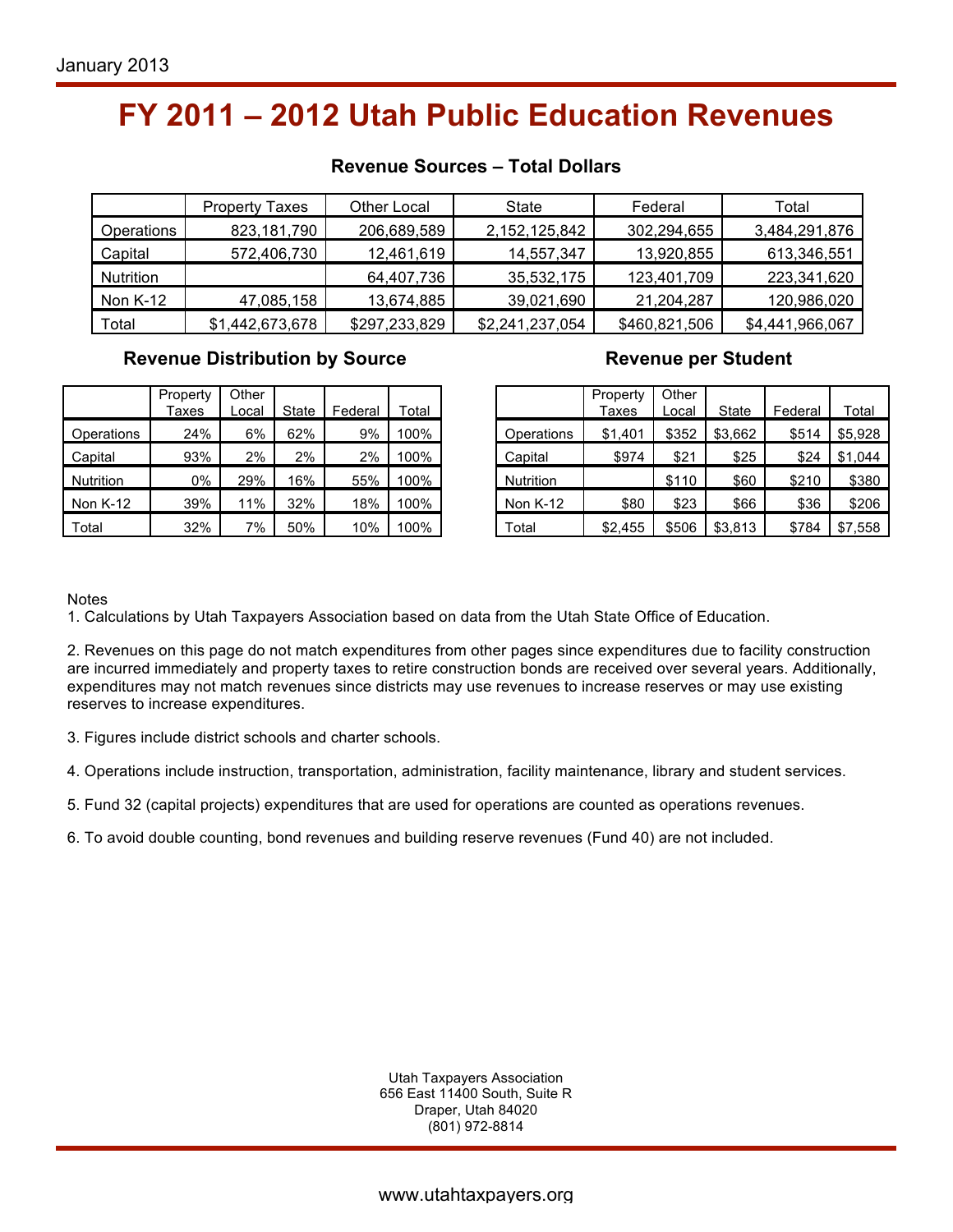January 2013

# FY 2011 – 2012 Utah Public Education Revenues

### Revenue Sources – Total Dollars

| | Property Taxes | Other Local | State | Federal | Total |
|---|---|---|---|---|---|
| Operations | 823,181,790 | 206,689,589 | 2,152,125,842 | 302,294,655 | 3,484,291,876 |
| Capital | 572,406,730 | 12,461,619 | 14,557,347 | 13,920,855 | 613,346,551 |
| Nutrition | | 64,407,736 | 35,532,175 | 123,401,709 | 223,341,620 |
| Non K-12 | 47,085,158 | 13,674,885 | 39,021,690 | 21,204,287 | 120,986,020 |
| Total | $1,442,673,678 | $297,233,829 | $2,241,237,054 | $460,821,506 | $4,441,966,067 |

### Revenue Distribution by Source

| | Property Taxes | Other Local | State | Federal | Total |
|---|---|---|---|---|---|
| Operations | 24% | 6% | 62% | 9% | 100% |
| Capital | 93% | 2% | 2% | 2% | 100% |
| Nutrition | 0% | 29% | 16% | 55% | 100% |
| Non K-12 | 39% | 11% | 32% | 18% | 100% |
| Total | 32% | 7% | 50% | 10% | 100% |

### Revenue per Student

| | Property Taxes | Other Local | State | Federal | Total |
|---|---|---|---|---|---|
| Operations | $1,401 | $352 | $3,662 | $514 | $5,928 |
| Capital | $974 | $21 | $25 | $24 | $1,044 |
| Nutrition | | $110 | $60 | $210 | $380 |
| Non K-12 | $80 | $23 | $66 | $36 | $206 |
| Total | $2,455 | $506 | $3,813 | $784 | $7,558 |

Notes

1. Calculations by Utah Taxpayers Association based on data from the Utah State Office of Education.

2. Revenues on this page do not match expenditures from other pages since expenditures due to facility construction are incurred immediately and property taxes to retire construction bonds are received over several years. Additionally, expenditures may not match revenues since districts may use revenues to increase reserves or may use existing reserves to increase expenditures.

3. Figures include district schools and charter schools.

4. Operations include instruction, transportation, administration, facility maintenance, library and student services.

5. Fund 32 (capital projects) expenditures that are used for operations are counted as operations revenues.

6. To avoid double counting, bond revenues and building reserve revenues (Fund 40) are not included.

Utah Taxpayers Association
656 East 11400 South, Suite R
Draper, Utah 84020
(801) 972-8814

www.utahtaxpayers.org